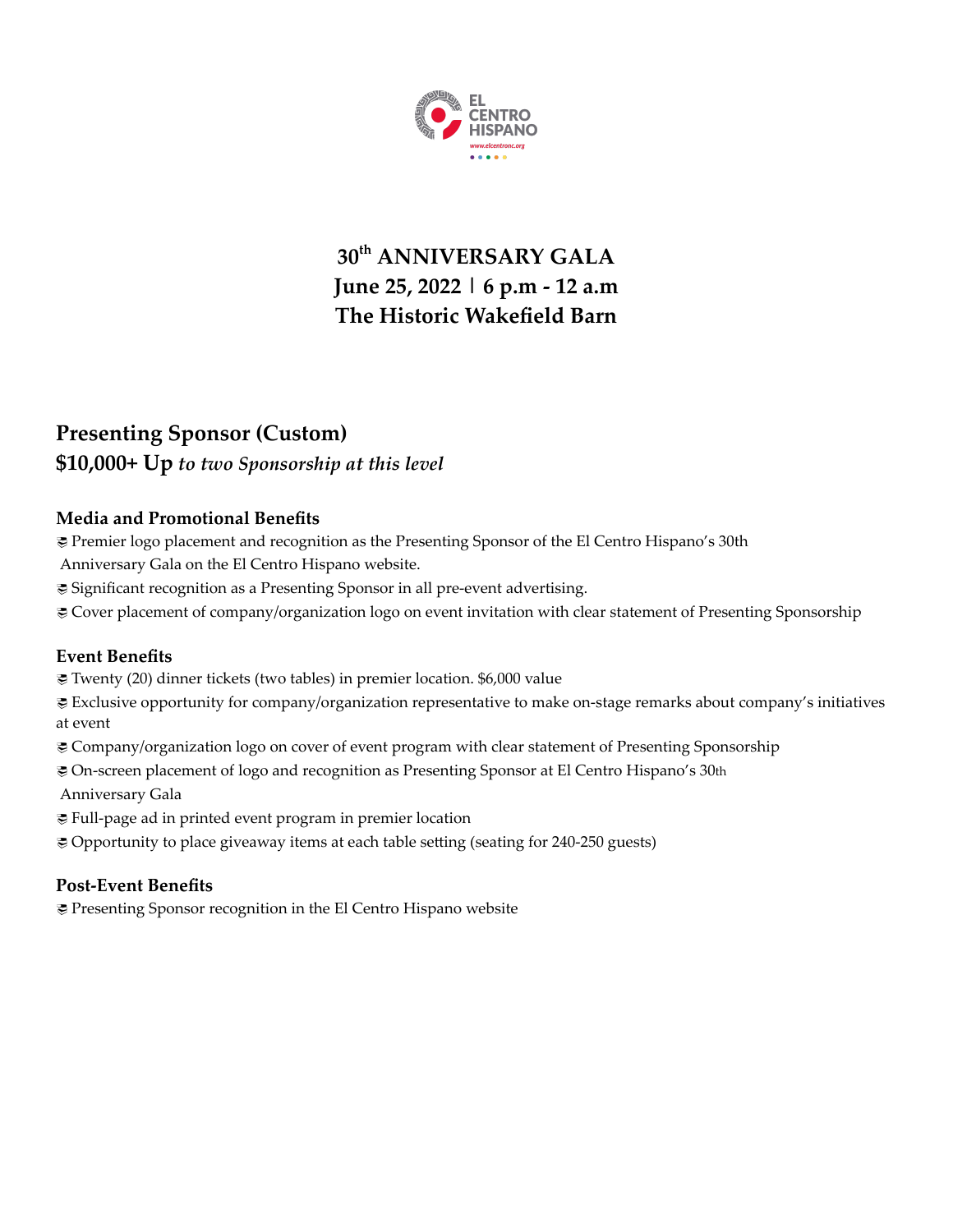EL CENTRO HISPANO

www.elcentronc.org

# 30th ANNIVERSARY GALA
# June 25, 2022 | 6 p.m - 12 a.m
# The Historic Wakefield Barn

## Presenting Sponsor (Custom)

**$10,000+ Up** ***to two Sponsorship at this level***

### Media and Promotional Benefits

- Premier logo placement and recognition as the Presenting Sponsor of the El Centro Hispano's 30th Anniversary Gala on the El Centro Hispano website.
- Significant recognition as a Presenting Sponsor in all pre-event advertising.
- Cover placement of company/organization logo on event invitation with clear statement of Presenting Sponsorship

### Event Benefits

- Twenty (20) dinner tickets (two tables) in premier location. $6,000 value
- Exclusive opportunity for company/organization representative to make on-stage remarks about company's initiatives at event
- Company/organization logo on cover of event program with clear statement of Presenting Sponsorship
- On-screen placement of logo and recognition as Presenting Sponsor at El Centro Hispano's 30th Anniversary Gala
- Full-page ad in printed event program in premier location
- Opportunity to place giveaway items at each table setting (seating for 240-250 guests)

### Post-Event Benefits

- Presenting Sponsor recognition in the El Centro Hispano website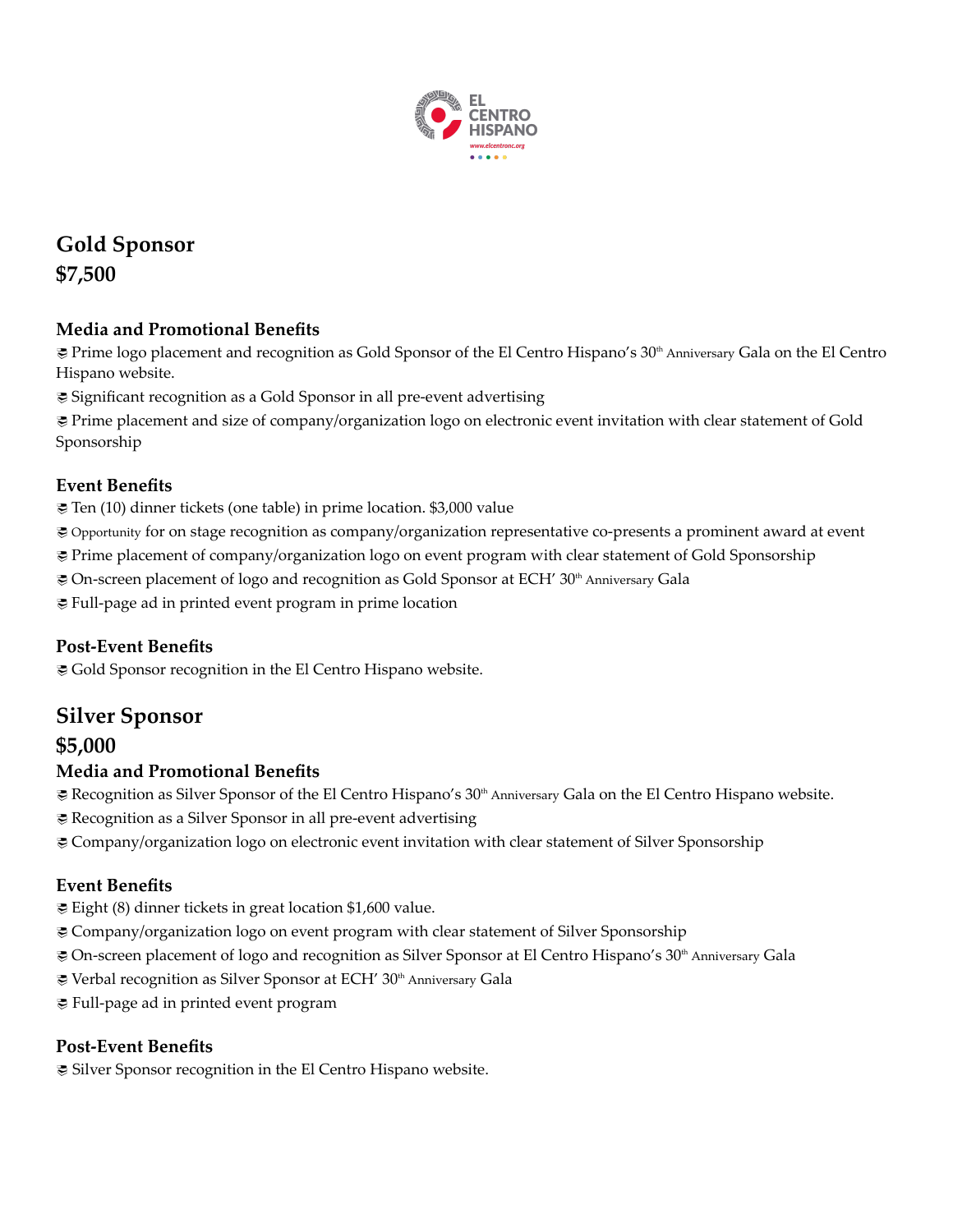## Gold Sponsor
## $7,500

### Media and Promotional Benefits

- Prime logo placement and recognition as Gold Sponsor of the El Centro Hispano's 30th Anniversary Gala on the El Centro Hispano website.
- Significant recognition as a Gold Sponsor in all pre-event advertising
- Prime placement and size of company/organization logo on electronic event invitation with clear statement of Gold Sponsorship

### Event Benefits

- Ten (10) dinner tickets (one table) in prime location. $3,000 value
- Opportunity for on stage recognition as company/organization representative co-presents a prominent award at event
- Prime placement of company/organization logo on event program with clear statement of Gold Sponsorship
- On-screen placement of logo and recognition as Gold Sponsor at ECH' 30th Anniversary Gala
- Full-page ad in printed event program in prime location

### Post-Event Benefits

- Gold Sponsor recognition in the El Centro Hispano website.

## Silver Sponsor
## $5,000

### Media and Promotional Benefits

- Recognition as Silver Sponsor of the El Centro Hispano's 30th Anniversary Gala on the El Centro Hispano website.
- Recognition as a Silver Sponsor in all pre-event advertising
- Company/organization logo on electronic event invitation with clear statement of Silver Sponsorship

### Event Benefits

- Eight (8) dinner tickets in great location $1,600 value.
- Company/organization logo on event program with clear statement of Silver Sponsorship
- On-screen placement of logo and recognition as Silver Sponsor at El Centro Hispano's 30th Anniversary Gala
- Verbal recognition as Silver Sponsor at ECH' 30th Anniversary Gala
- Full-page ad in printed event program

### Post-Event Benefits

- Silver Sponsor recognition in the El Centro Hispano website.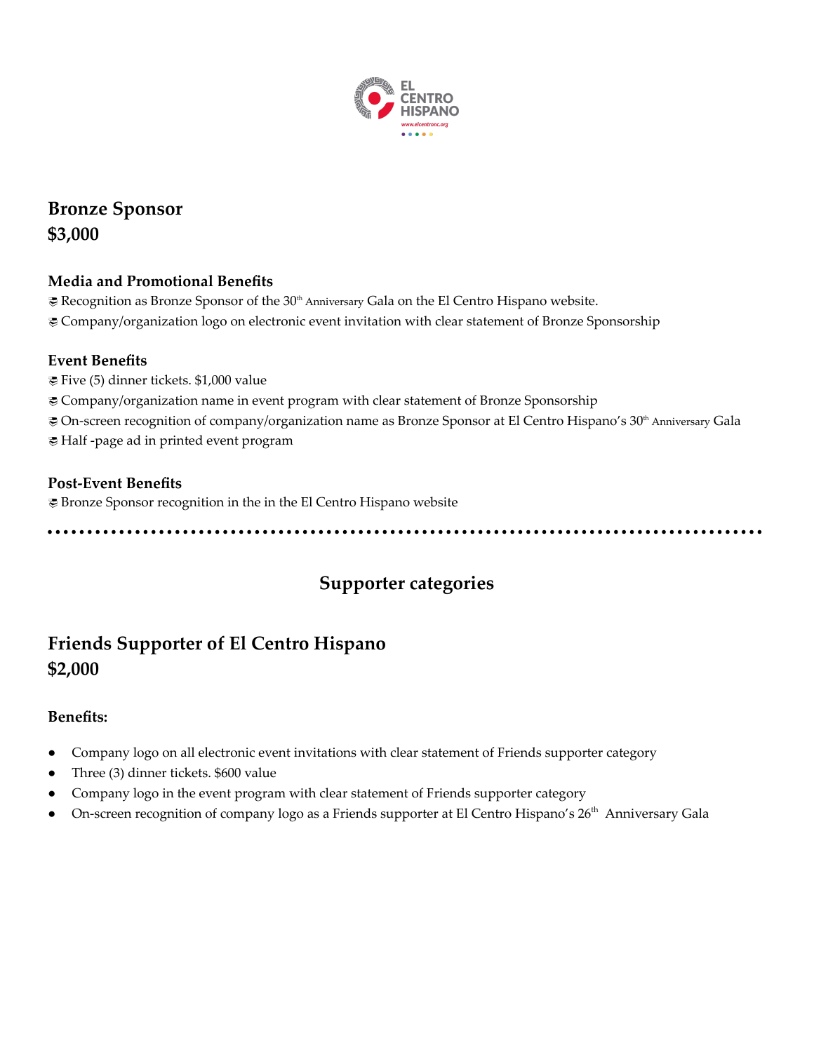## Bronze Sponsor
## $3,000

### Media and Promotional Benefits

- Recognition as Bronze Sponsor of the 30th Anniversary Gala on the El Centro Hispano website.
- Company/organization logo on electronic event invitation with clear statement of Bronze Sponsorship

### Event Benefits

- Five (5) dinner tickets. $1,000 value
- Company/organization name in event program with clear statement of Bronze Sponsorship
- On-screen recognition of company/organization name as Bronze Sponsor at El Centro Hispano's 30th Anniversary Gala
- Half -page ad in printed event program

### Post-Event Benefits

- Bronze Sponsor recognition in the in the El Centro Hispano website

---

## Supporter categories

## Friends Supporter of El Centro Hispano
## $2,000

### Benefits:

- Company logo on all electronic event invitations with clear statement of Friends supporter category
- Three (3) dinner tickets. $600 value
- Company logo in the event program with clear statement of Friends supporter category
- On-screen recognition of company logo as a Friends supporter at El Centro Hispano's 26th Anniversary Gala